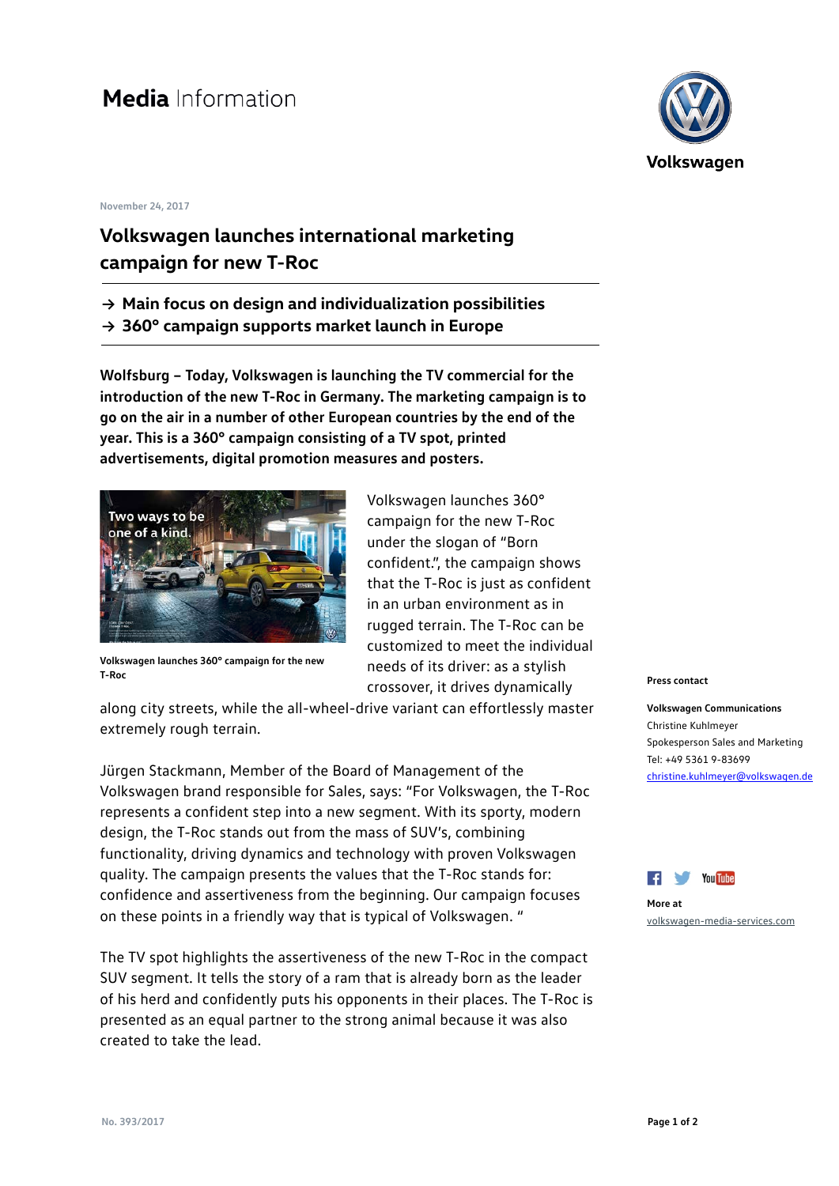# Media Information

Volkswagen

November 24, 2017

## Volkswagen launches international marketing campaign for new T-Roc

→ **Main focus on design and individualization possibilities**
→ **360° campaign supports market launch in Europe**

**Wolfsburg – Today, Volkswagen is launching the TV commercial for the introduction of the new T-Roc in Germany. The marketing campaign is to go on the air in a number of other European countries by the end of the year. This is a 360° campaign consisting of a TV spot, printed advertisements, digital promotion measures and posters.**

Volkswagen launches 360° campaign for the new T-Roc

Volkswagen launches 360° campaign for the new T-Roc under the slogan of "Born confident.", the campaign shows that the T-Roc is just as confident in an urban environment as in rugged terrain. The T-Roc can be customized to meet the individual needs of its driver: as a stylish crossover, it drives dynamically along city streets, while the all-wheel-drive variant can effortlessly master extremely rough terrain.

Jürgen Stackmann, Member of the Board of Management of the Volkswagen brand responsible for Sales, says: "For Volkswagen, the T-Roc represents a confident step into a new segment. With its sporty, modern design, the T-Roc stands out from the mass of SUV's, combining functionality, driving dynamics and technology with proven Volkswagen quality. The campaign presents the values that the T-Roc stands for: confidence and assertiveness from the beginning. Our campaign focuses on these points in a friendly way that is typical of Volkswagen. "

The TV spot highlights the assertiveness of the new T-Roc in the compact SUV segment. It tells the story of a ram that is already born as the leader of his herd and confidently puts his opponents in their places. The T-Roc is presented as an equal partner to the strong animal because it was also created to take the lead.

**Press contact**

**Volkswagen Communications**
Christine Kuhlmeyer
Spokesperson Sales and Marketing
Tel: +49 5361 9-83699
christine.kuhlmeyer@volkswagen.de

**More at**
volkswagen-media-services.com

No. 393/2017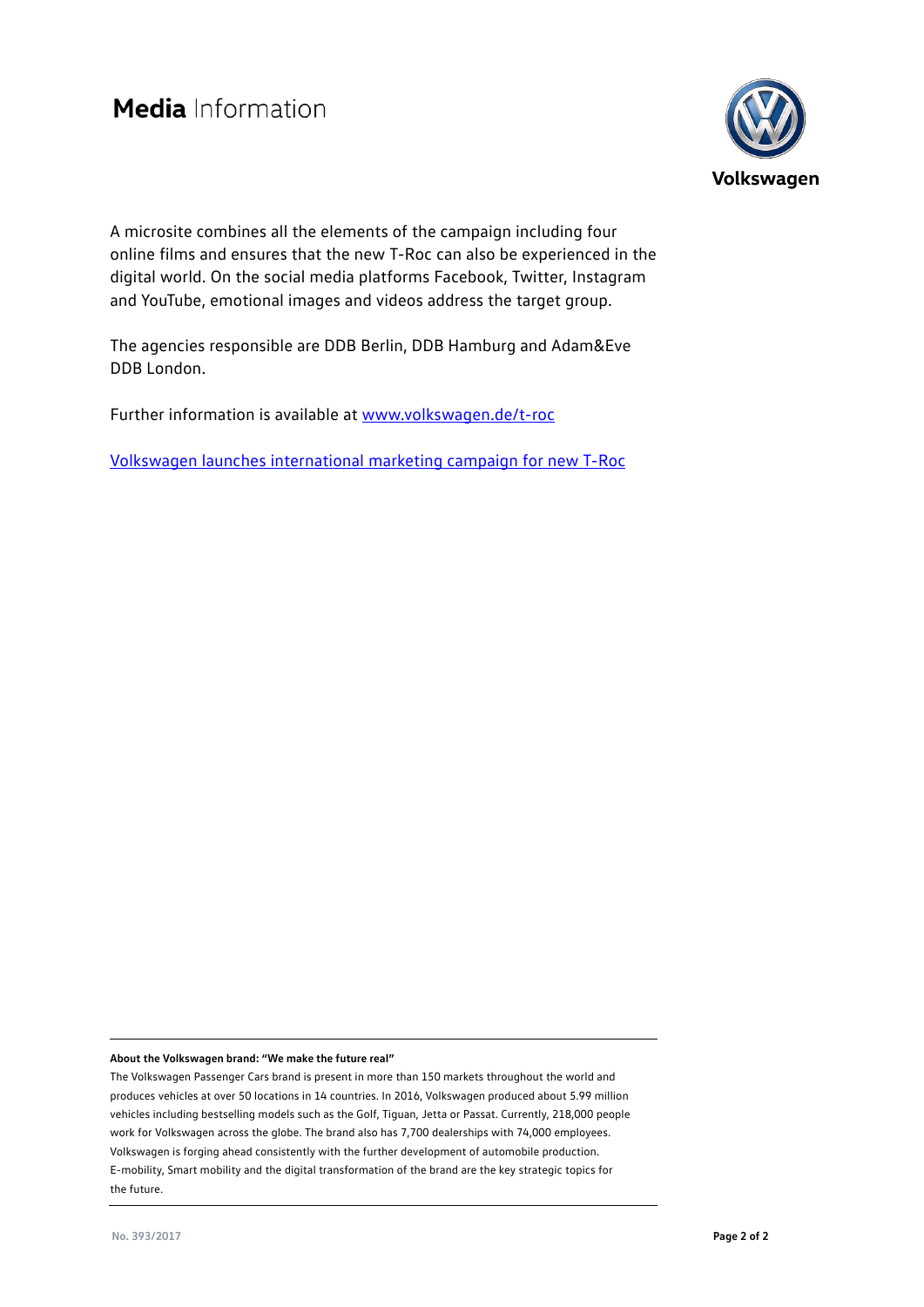A microsite combines all the elements of the campaign including four online films and ensures that the new T-Roc can also be experienced in the digital world. On the social media platforms Facebook, Twitter, Instagram and YouTube, emotional images and videos address the target group.

The agencies responsible are DDB Berlin, DDB Hamburg and Adam&Eve DDB London.

Further information is available at www.volkswagen.de/t-roc

Volkswagen launches international marketing campaign for new T-Roc

---

**About the Volkswagen brand: "We make the future real"**

The Volkswagen Passenger Cars brand is present in more than 150 markets throughout the world and produces vehicles at over 50 locations in 14 countries. In 2016, Volkswagen produced about 5.99 million vehicles including bestselling models such as the Golf, Tiguan, Jetta or Passat. Currently, 218,000 people work for Volkswagen across the globe. The brand also has 7,700 dealerships with 74,000 employees. Volkswagen is forging ahead consistently with the further development of automobile production. E-mobility, Smart mobility and the digital transformation of the brand are the key strategic topics for the future.

---

No. 393/2017